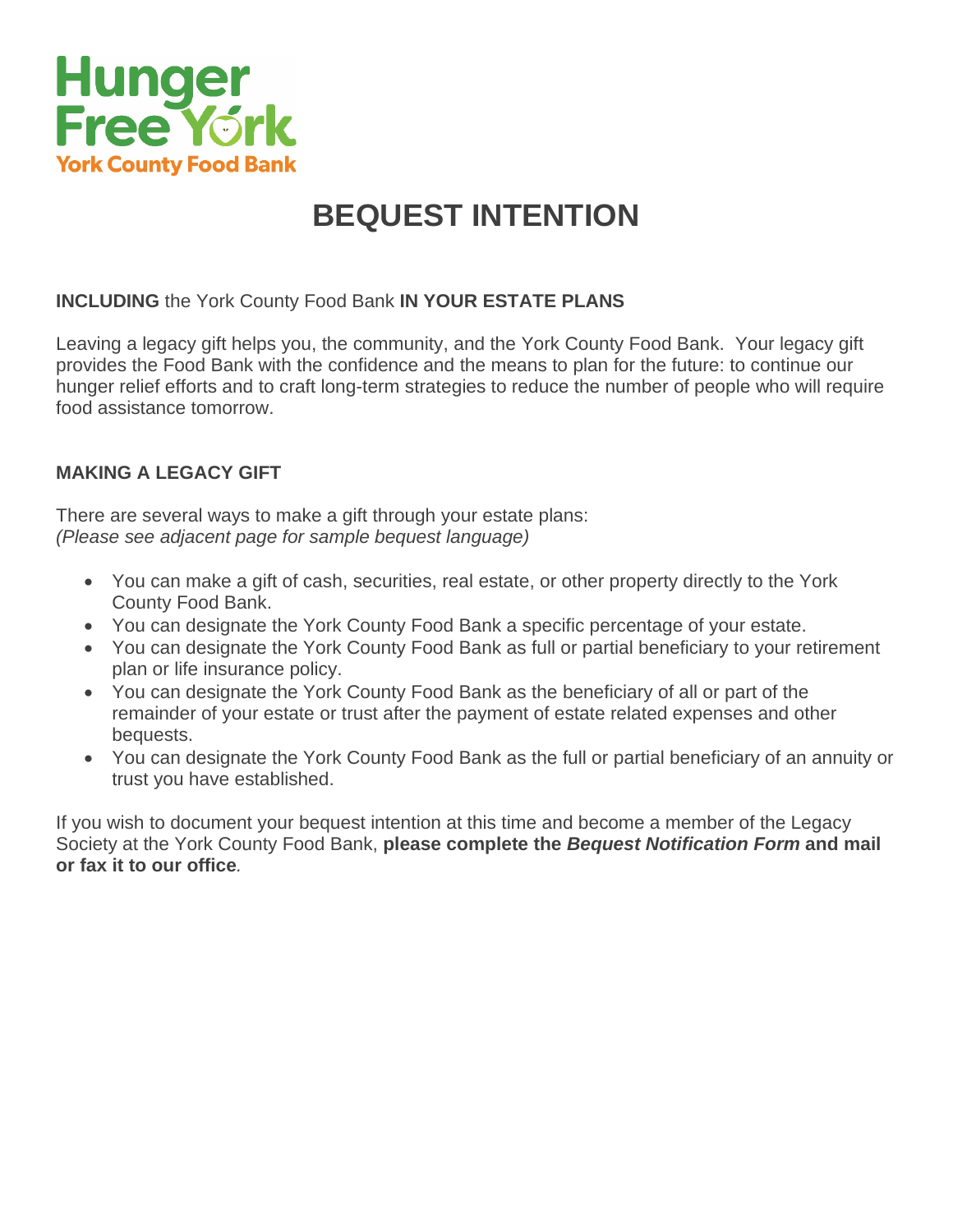Hunger Free York

York County Food Bank

# BEQUEST INTENTION

**INCLUDING** the York County Food Bank **IN YOUR ESTATE PLANS**

Leaving a legacy gift helps you, the community, and the York County Food Bank. Your legacy gift provides the Food Bank with the confidence and the means to plan for the future: to continue our hunger relief efforts and to craft long-term strategies to reduce the number of people who will require food assistance tomorrow.

## MAKING A LEGACY GIFT

There are several ways to make a gift through your estate plans:
*(Please see adjacent page for sample bequest language)*

- You can make a gift of cash, securities, real estate, or other property directly to the York County Food Bank.
- You can designate the York County Food Bank a specific percentage of your estate.
- You can designate the York County Food Bank as full or partial beneficiary to your retirement plan or life insurance policy.
- You can designate the York County Food Bank as the beneficiary of all or part of the remainder of your estate or trust after the payment of estate related expenses and other bequests.
- You can designate the York County Food Bank as the full or partial beneficiary of an annuity or trust you have established.

If you wish to document your bequest intention at this time and become a member of the Legacy Society at the York County Food Bank, **please complete the *Bequest Notification Form* and mail or fax it to our office**.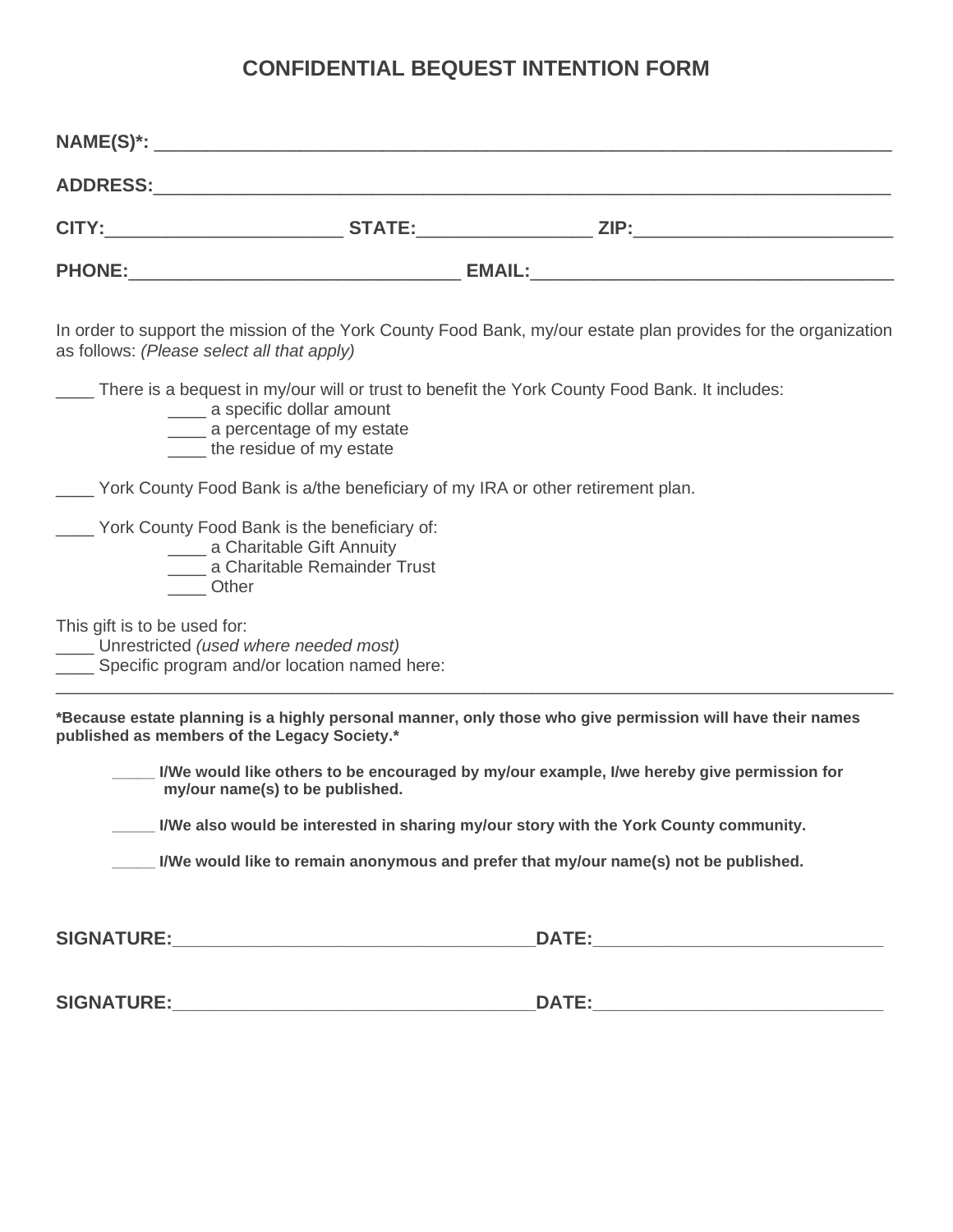# CONFIDENTIAL BEQUEST INTENTION FORM

**NAME(S)*:** ______________________________________________________________________________

**ADDRESS:**______________________________________________________________________________

**CITY:**_______________________ **STATE:**_________________ **ZIP:**_________________________

**PHONE:**________________________________ **EMAIL:**___________________________________

In order to support the mission of the York County Food Bank, my/our estate plan provides for the organization as follows: *(Please select all that apply)*

____ There is a bequest in my/our will or trust to benefit the York County Food Bank. It includes:

- ____ a specific dollar amount
- ____ a percentage of my estate
- ____ the residue of my estate

____ York County Food Bank is a/the beneficiary of my IRA or other retirement plan.

____ York County Food Bank is the beneficiary of:

- ____ a Charitable Gift Annuity
- ____ a Charitable Remainder Trust
- ____ Other

This gift is to be used for:

____ Unrestricted *(used where needed most)*

____ Specific program and/or location named here:

__________________________________________________________________________________________

***Because estate planning is a highly personal manner, only those who give permission will have their names published as members of the Legacy Society.***

_____ **I/We would like others to be encouraged by my/our example, I/we hereby give permission for my/our name(s) to be published.**

_____ **I/We also would be interested in sharing my/our story with the York County community.**

_____ **I/We would like to remain anonymous and prefer that my/our name(s) not be published.**

**SIGNATURE:**___________________________________**DATE:**_____________________________

**SIGNATURE:**___________________________________**DATE:**_____________________________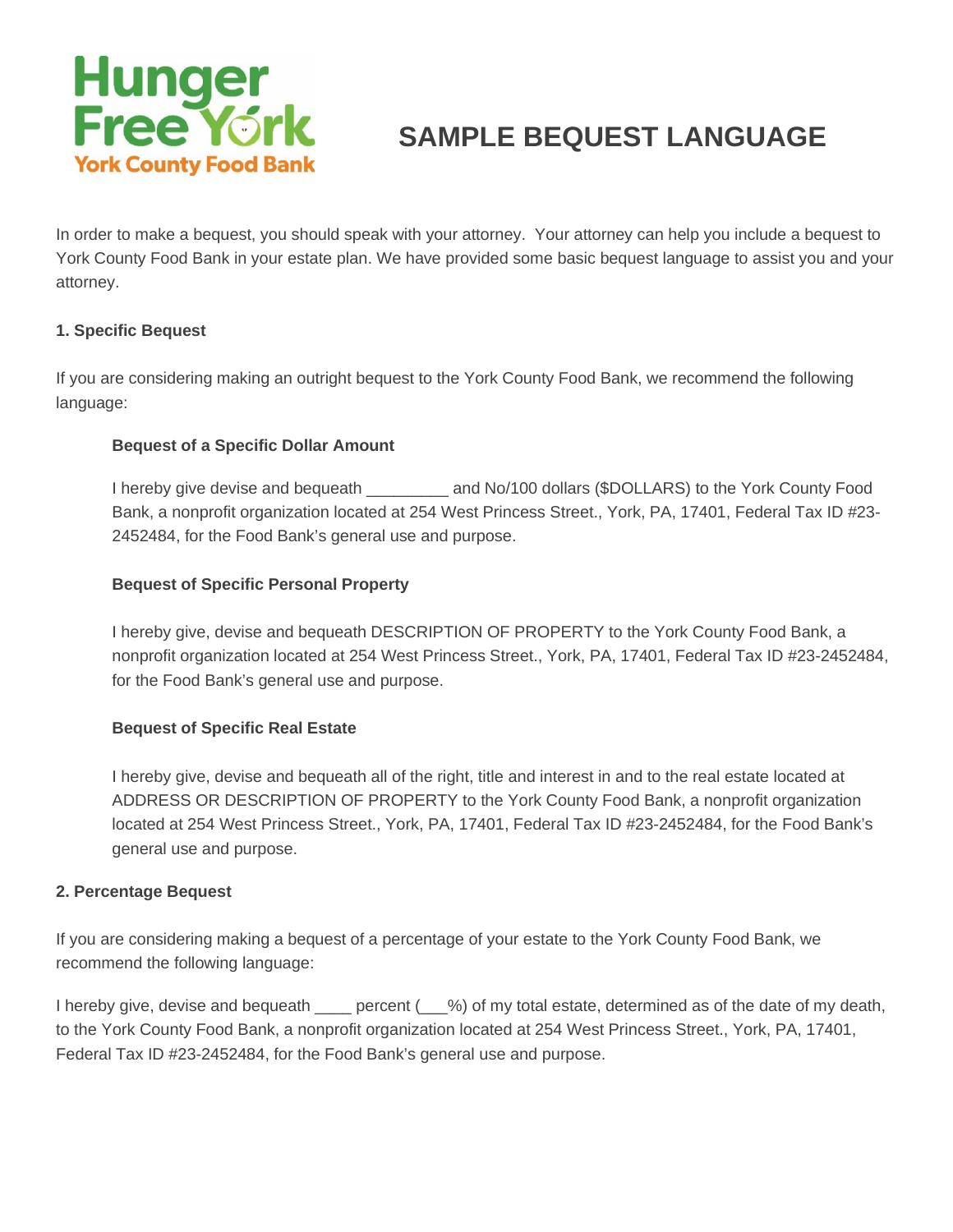Hunger Free York
York County Food Bank

# SAMPLE BEQUEST LANGUAGE

In order to make a bequest, you should speak with your attorney. Your attorney can help you include a bequest to York County Food Bank in your estate plan. We have provided some basic bequest language to assist you and your attorney.

### 1. Specific Bequest

If you are considering making an outright bequest to the York County Food Bank, we recommend the following language:

**Bequest of a Specific Dollar Amount**

I hereby give devise and bequeath _________ and No/100 dollars ($DOLLARS) to the York County Food Bank, a nonprofit organization located at 254 West Princess Street., York, PA, 17401, Federal Tax ID #23-2452484, for the Food Bank's general use and purpose.

**Bequest of Specific Personal Property**

I hereby give, devise and bequeath DESCRIPTION OF PROPERTY to the York County Food Bank, a nonprofit organization located at 254 West Princess Street., York, PA, 17401, Federal Tax ID #23-2452484, for the Food Bank's general use and purpose.

**Bequest of Specific Real Estate**

I hereby give, devise and bequeath all of the right, title and interest in and to the real estate located at ADDRESS OR DESCRIPTION OF PROPERTY to the York County Food Bank, a nonprofit organization located at 254 West Princess Street., York, PA, 17401, Federal Tax ID #23-2452484, for the Food Bank's general use and purpose.

### 2. Percentage Bequest

If you are considering making a bequest of a percentage of your estate to the York County Food Bank, we recommend the following language:

I hereby give, devise and bequeath ____ percent (___%) of my total estate, determined as of the date of my death, to the York County Food Bank, a nonprofit organization located at 254 West Princess Street., York, PA, 17401, Federal Tax ID #23-2452484, for the Food Bank's general use and purpose.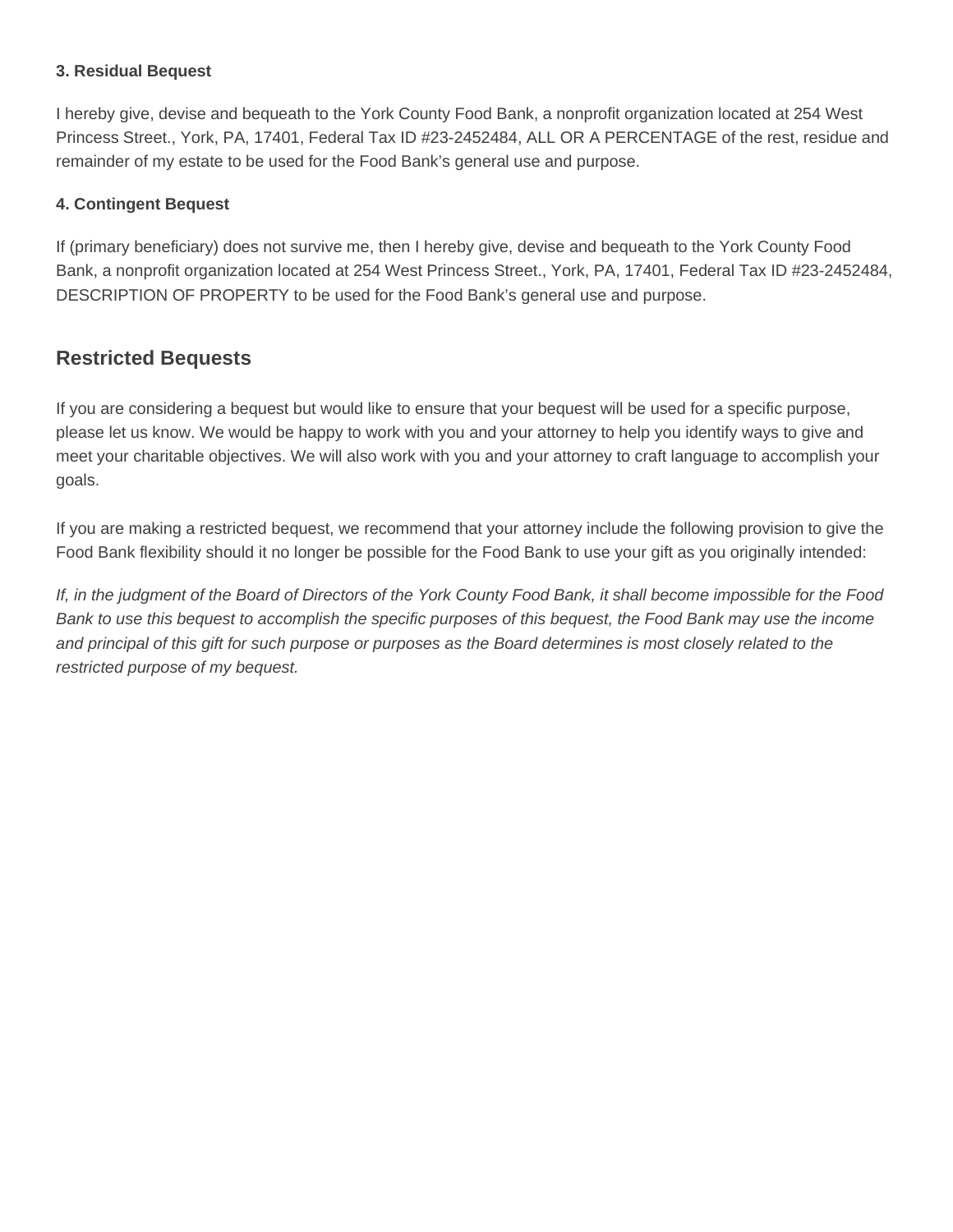**3. Residual Bequest**

I hereby give, devise and bequeath to the York County Food Bank, a nonprofit organization located at 254 West Princess Street., York, PA, 17401, Federal Tax ID #23-2452484, ALL OR A PERCENTAGE of the rest, residue and remainder of my estate to be used for the Food Bank's general use and purpose.

**4. Contingent Bequest**

If (primary beneficiary) does not survive me, then I hereby give, devise and bequeath to the York County Food Bank, a nonprofit organization located at 254 West Princess Street., York, PA, 17401, Federal Tax ID #23-2452484, DESCRIPTION OF PROPERTY to be used for the Food Bank's general use and purpose.

## Restricted Bequests

If you are considering a bequest but would like to ensure that your bequest will be used for a specific purpose, please let us know. We would be happy to work with you and your attorney to help you identify ways to give and meet your charitable objectives. We will also work with you and your attorney to craft language to accomplish your goals.

If you are making a restricted bequest, we recommend that your attorney include the following provision to give the Food Bank flexibility should it no longer be possible for the Food Bank to use your gift as you originally intended:

*If, in the judgment of the Board of Directors of the York County Food Bank, it shall become impossible for the Food Bank to use this bequest to accomplish the specific purposes of this bequest, the Food Bank may use the income and principal of this gift for such purpose or purposes as the Board determines is most closely related to the restricted purpose of my bequest.*